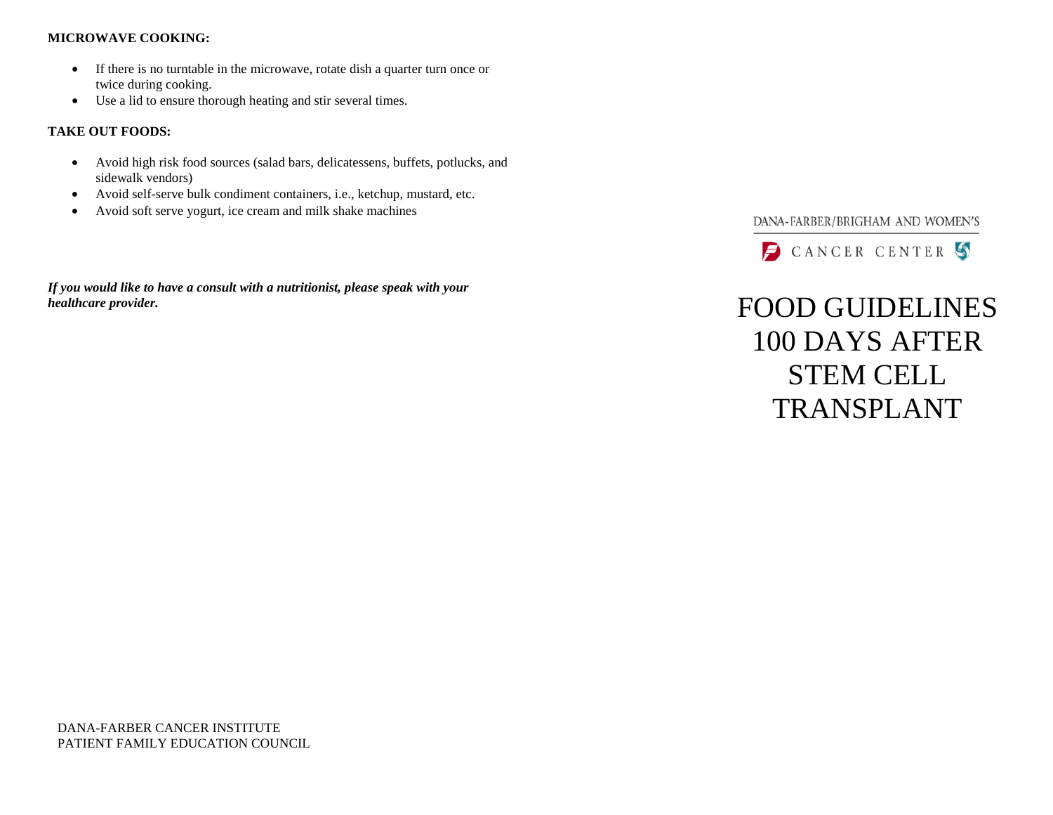**MICROWAVE COOKING:**

- If there is no turntable in the microwave, rotate dish a quarter turn once or twice during cooking.
- Use a lid to ensure thorough heating and stir several times.

**TAKE OUT FOODS:**

- Avoid high risk food sources (salad bars, delicatessens, buffets, potlucks, and sidewalk vendors)
- Avoid self-serve bulk condiment containers, i.e., ketchup, mustard, etc.
- Avoid soft serve yogurt, ice cream and milk shake machines

***If you would like to have a consult with a nutritionist, please speak with your healthcare provider.***

DANA-FARBER CANCER INSTITUTE
PATIENT FAMILY EDUCATION COUNCIL

DANA-FARBER/BRIGHAM AND WOMEN'S

CANCER CENTER

# FOOD GUIDELINES 100 DAYS AFTER STEM CELL TRANSPLANT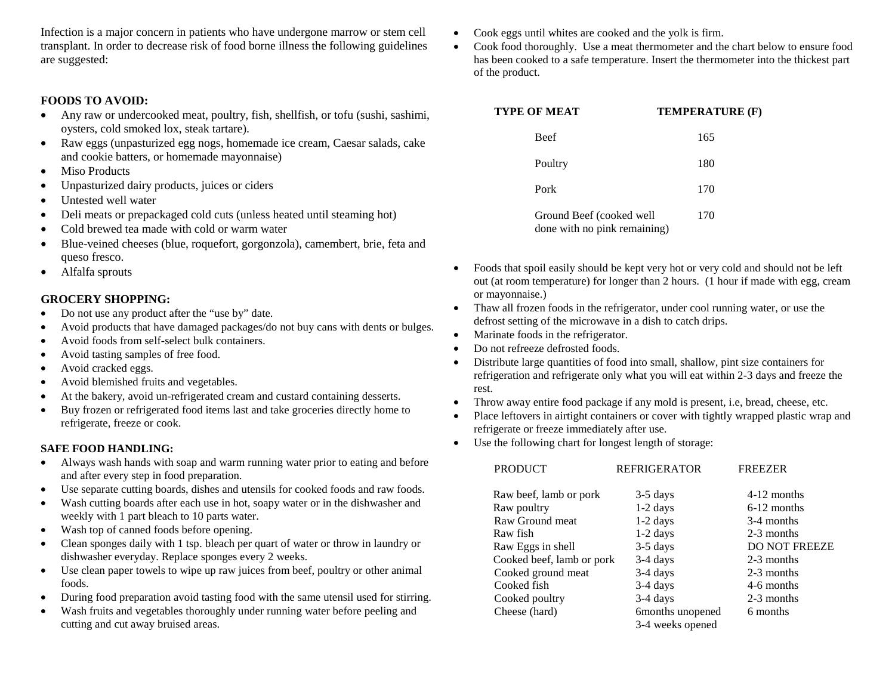Infection is a major concern in patients who have undergone marrow or stem cell transplant. In order to decrease risk of food borne illness the following guidelines are suggested:

**FOODS TO AVOID:**

- Any raw or undercooked meat, poultry, fish, shellfish, or tofu (sushi, sashimi, oysters, cold smoked lox, steak tartare).
- Raw eggs (unpasturized egg nogs, homemade ice cream, Caesar salads, cake and cookie batters, or homemade mayonnaise)
- Miso Products
- Unpasturized dairy products, juices or ciders
- Untested well water
- Deli meats or prepackaged cold cuts (unless heated until steaming hot)
- Cold brewed tea made with cold or warm water
- Blue-veined cheeses (blue, roquefort, gorgonzola), camembert, brie, feta and queso fresco.
- Alfalfa sprouts

**GROCERY SHOPPING:**

- Do not use any product after the "use by" date.
- Avoid products that have damaged packages/do not buy cans with dents or bulges.
- Avoid foods from self-select bulk containers.
- Avoid tasting samples of free food.
- Avoid cracked eggs.
- Avoid blemished fruits and vegetables.
- At the bakery, avoid un-refrigerated cream and custard containing desserts.
- Buy frozen or refrigerated food items last and take groceries directly home to refrigerate, freeze or cook.

**SAFE FOOD HANDLING:**

- Always wash hands with soap and warm running water prior to eating and before and after every step in food preparation.
- Use separate cutting boards, dishes and utensils for cooked foods and raw foods.
- Wash cutting boards after each use in hot, soapy water or in the dishwasher and weekly with 1 part bleach to 10 parts water.
- Wash top of canned foods before opening.
- Clean sponges daily with 1 tsp. bleach per quart of water or throw in laundry or dishwasher everyday. Replace sponges every 2 weeks.
- Use clean paper towels to wipe up raw juices from beef, poultry or other animal foods.
- During food preparation avoid tasting food with the same utensil used for stirring.
- Wash fruits and vegetables thoroughly under running water before peeling and cutting and cut away bruised areas.
- Cook eggs until whites are cooked and the yolk is firm.
- Cook food thoroughly. Use a meat thermometer and the chart below to ensure food has been cooked to a safe temperature. Insert the thermometer into the thickest part of the product.

| TYPE OF MEAT | TEMPERATURE (F) |
|---|---|
| Beef | 165 |
| Poultry | 180 |
| Pork | 170 |
| Ground Beef (cooked well done with no pink remaining) | 170 |

- Foods that spoil easily should be kept very hot or very cold and should not be left out (at room temperature) for longer than 2 hours. (1 hour if made with egg, cream or mayonnaise.)
- Thaw all frozen foods in the refrigerator, under cool running water, or use the defrost setting of the microwave in a dish to catch drips.
- Marinate foods in the refrigerator.
- Do not refreeze defrosted foods.
- Distribute large quantities of food into small, shallow, pint size containers for refrigeration and refrigerate only what you will eat within 2-3 days and freeze the rest.
- Throw away entire food package if any mold is present, i.e, bread, cheese, etc.
- Place leftovers in airtight containers or cover with tightly wrapped plastic wrap and refrigerate or freeze immediately after use.
- Use the following chart for longest length of storage:

| PRODUCT | REFRIGERATOR | FREEZER |
|---|---|---|
| Raw beef, lamb or pork | 3-5 days | 4-12 months |
| Raw poultry | 1-2 days | 6-12 months |
| Raw Ground meat | 1-2 days | 3-4 months |
| Raw fish | 1-2 days | 2-3 months |
| Raw Eggs in shell | 3-5 days | DO NOT FREEZE |
| Cooked beef, lamb or pork | 3-4 days | 2-3 months |
| Cooked ground meat | 3-4 days | 2-3 months |
| Cooked fish | 3-4 days | 4-6 months |
| Cooked poultry | 3-4 days | 2-3 months |
| Cheese (hard) | 6months unopened<br>3-4 weeks opened | 6 months |